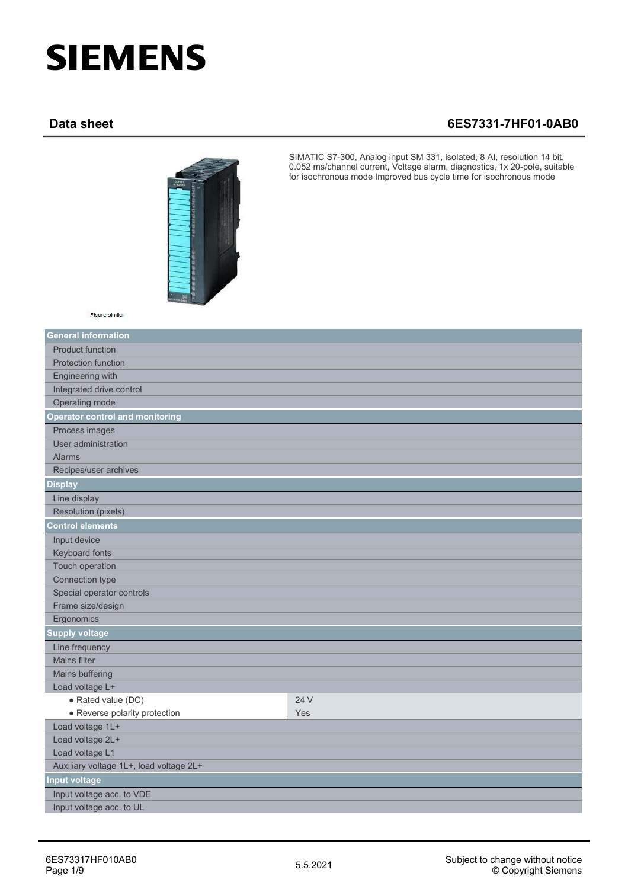# SIEMENS

## Data sheet 6ES7331-7HF01-0AB0

SIMATIC S7-300, Analog input SM 331, isolated, 8 AI, resolution 14 bit, 0.052 ms/channel current, Voltage alarm, diagnostics, 1x 20-pole, suitable for isochronous mode Improved bus cycle time for isochronous mode

Figure similar

| General information | |
|---|---|
| Product function | |
| Protection function | |
| Engineering with | |
| Integrated drive control | |
| Operating mode | |
| **Operator control and monitoring** | |
| Process images | |
| User administration | |
| Alarms | |
| Recipes/user archives | |
| **Display** | |
| Line display | |
| Resolution (pixels) | |
| **Control elements** | |
| Input device | |
| Keyboard fonts | |
| Touch operation | |
| Connection type | |
| Special operator controls | |
| Frame size/design | |
| Ergonomics | |
| **Supply voltage** | |
| Line frequency | |
| Mains filter | |
| Mains buffering | |
| Load voltage L+ | |
| ● Rated value (DC) | 24 V |
| ● Reverse polarity protection | Yes |
| Load voltage 1L+ | |
| Load voltage 2L+ | |
| Load voltage L1 | |
| Auxiliary voltage 1L+, load voltage 2L+ | |
| **Input voltage** | |
| Input voltage acc. to VDE | |
| Input voltage acc. to UL | |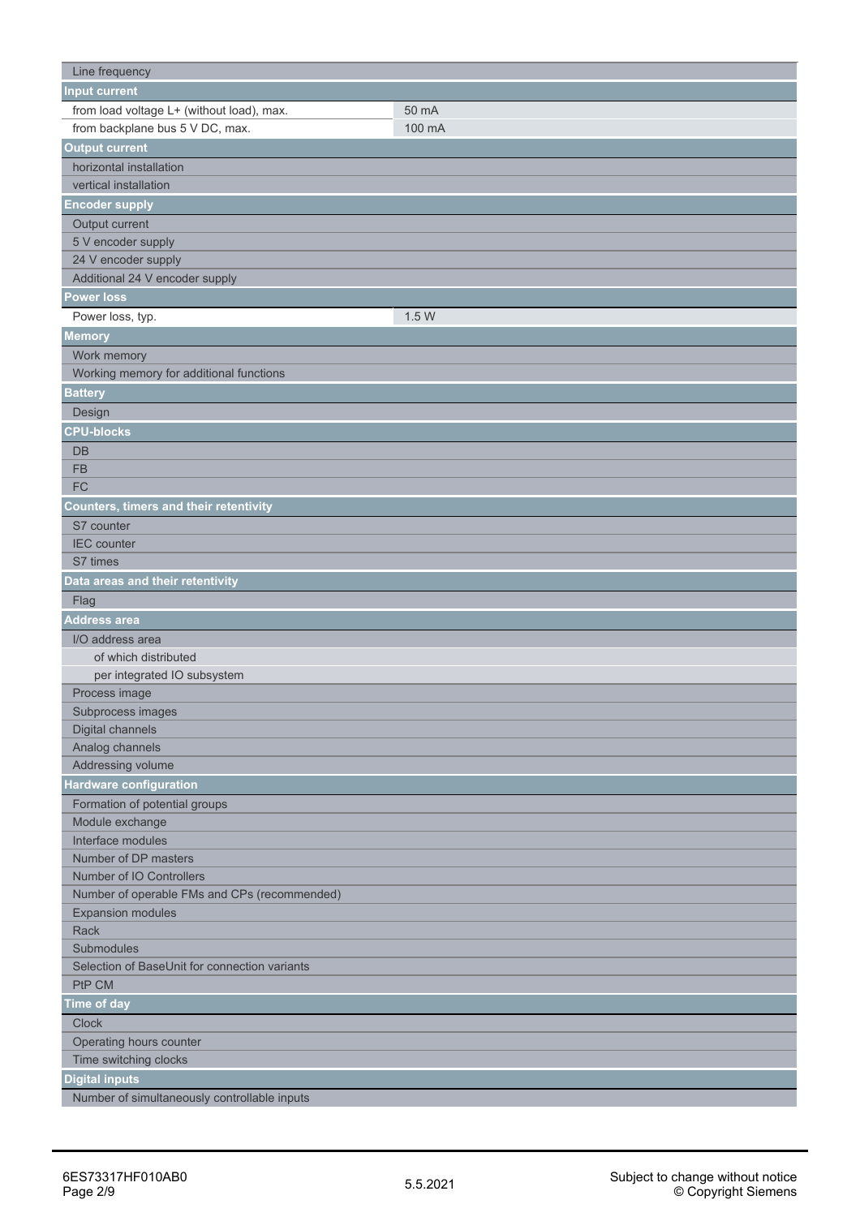| | |
|---|---|
| Line frequency | |
| **Input current** | |
| from load voltage L+ (without load), max. | 50 mA |
| from backplane bus 5 V DC, max. | 100 mA |
| **Output current** | |
| horizontal installation | |
| vertical installation | |
| **Encoder supply** | |
| Output current | |
| 5 V encoder supply | |
| 24 V encoder supply | |
| Additional 24 V encoder supply | |
| **Power loss** | |
| Power loss, typ. | 1.5 W |
| **Memory** | |
| Work memory | |
| Working memory for additional functions | |
| **Battery** | |
| Design | |
| **CPU-blocks** | |
| DB | |
| FB | |
| FC | |
| **Counters, timers and their retentivity** | |
| S7 counter | |
| IEC counter | |
| S7 times | |
| **Data areas and their retentivity** | |
| Flag | |
| **Address area** | |
| I/O address area | |
| of which distributed | |
| per integrated IO subsystem | |
| Process image | |
| Subprocess images | |
| Digital channels | |
| Analog channels | |
| Addressing volume | |
| **Hardware configuration** | |
| Formation of potential groups | |
| Module exchange | |
| Interface modules | |
| Number of DP masters | |
| Number of IO Controllers | |
| Number of operable FMs and CPs (recommended) | |
| Expansion modules | |
| Rack | |
| Submodules | |
| Selection of BaseUnit for connection variants | |
| PtP CM | |
| **Time of day** | |
| Clock | |
| Operating hours counter | |
| Time switching clocks | |
| **Digital inputs** | |
| Number of simultaneously controllable inputs | |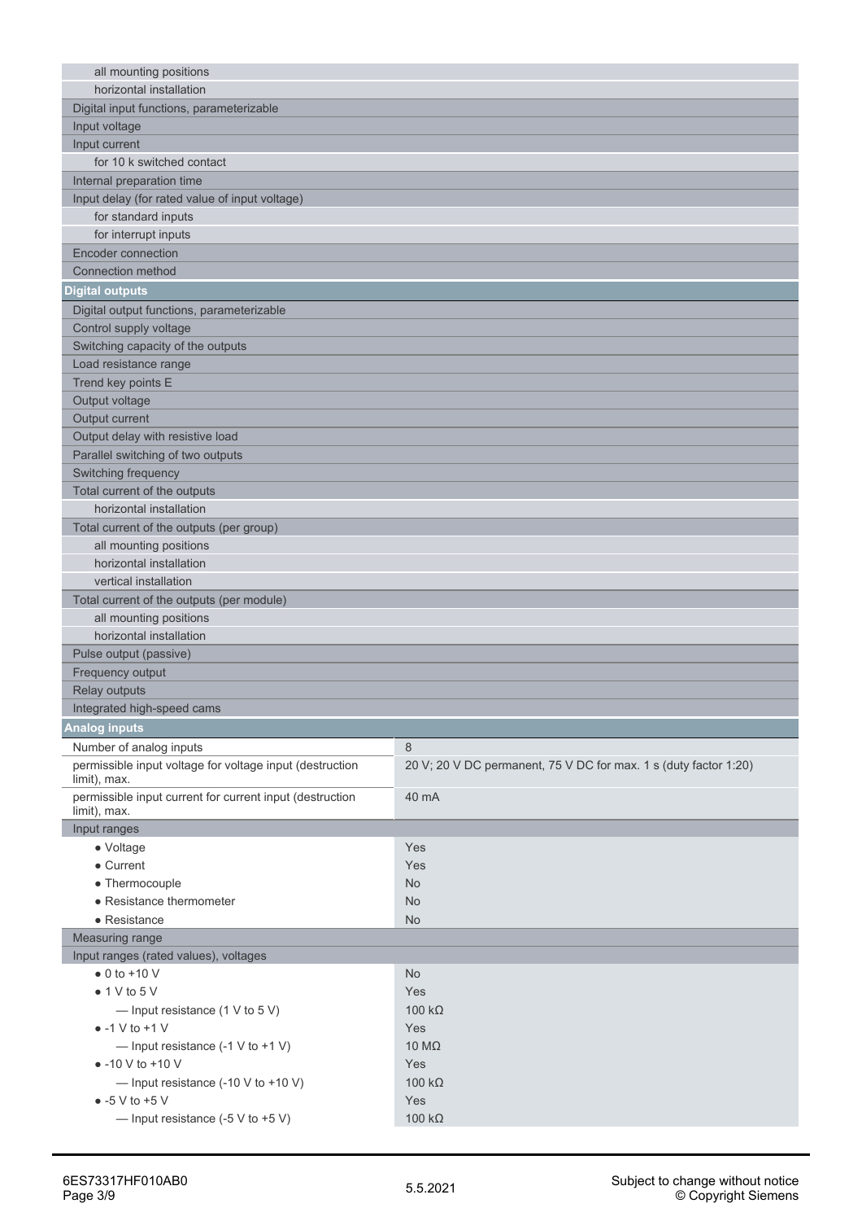| | |
|---|---|
| all mounting positions | |
| horizontal installation | |
| Digital input functions, parameterizable | |
| Input voltage | |
| Input current | |
| for 10 k switched contact | |
| Internal preparation time | |
| Input delay (for rated value of input voltage) | |
| for standard inputs | |
| for interrupt inputs | |
| Encoder connection | |
| Connection method | |
| **Digital outputs** | |
| Digital output functions, parameterizable | |
| Control supply voltage | |
| Switching capacity of the outputs | |
| Load resistance range | |
| Trend key points E | |
| Output voltage | |
| Output current | |
| Output delay with resistive load | |
| Parallel switching of two outputs | |
| Switching frequency | |
| Total current of the outputs | |
| horizontal installation | |
| Total current of the outputs (per group) | |
| all mounting positions | |
| horizontal installation | |
| vertical installation | |
| Total current of the outputs (per module) | |
| all mounting positions | |
| horizontal installation | |
| Pulse output (passive) | |
| Frequency output | |
| Relay outputs | |
| Integrated high-speed cams | |
| **Analog inputs** | |
| Number of analog inputs | 8 |
| permissible input voltage for voltage input (destruction limit), max. | 20 V; 20 V DC permanent, 75 V DC for max. 1 s (duty factor 1:20) |
| permissible input current for current input (destruction limit), max. | 40 mA |
| Input ranges | |
| • Voltage | Yes |
| • Current | Yes |
| • Thermocouple | No |
| • Resistance thermometer | No |
| • Resistance | No |
| Measuring range | |
| Input ranges (rated values), voltages | |
| • 0 to +10 V | No |
| • 1 V to 5 V | Yes |
| — Input resistance (1 V to 5 V) | 100 kΩ |
| • -1 V to +1 V | Yes |
| — Input resistance (-1 V to +1 V) | 10 MΩ |
| • -10 V to +10 V | Yes |
| — Input resistance (-10 V to +10 V) | 100 kΩ |
| • -5 V to +5 V | Yes |
| — Input resistance (-5 V to +5 V) | 100 kΩ |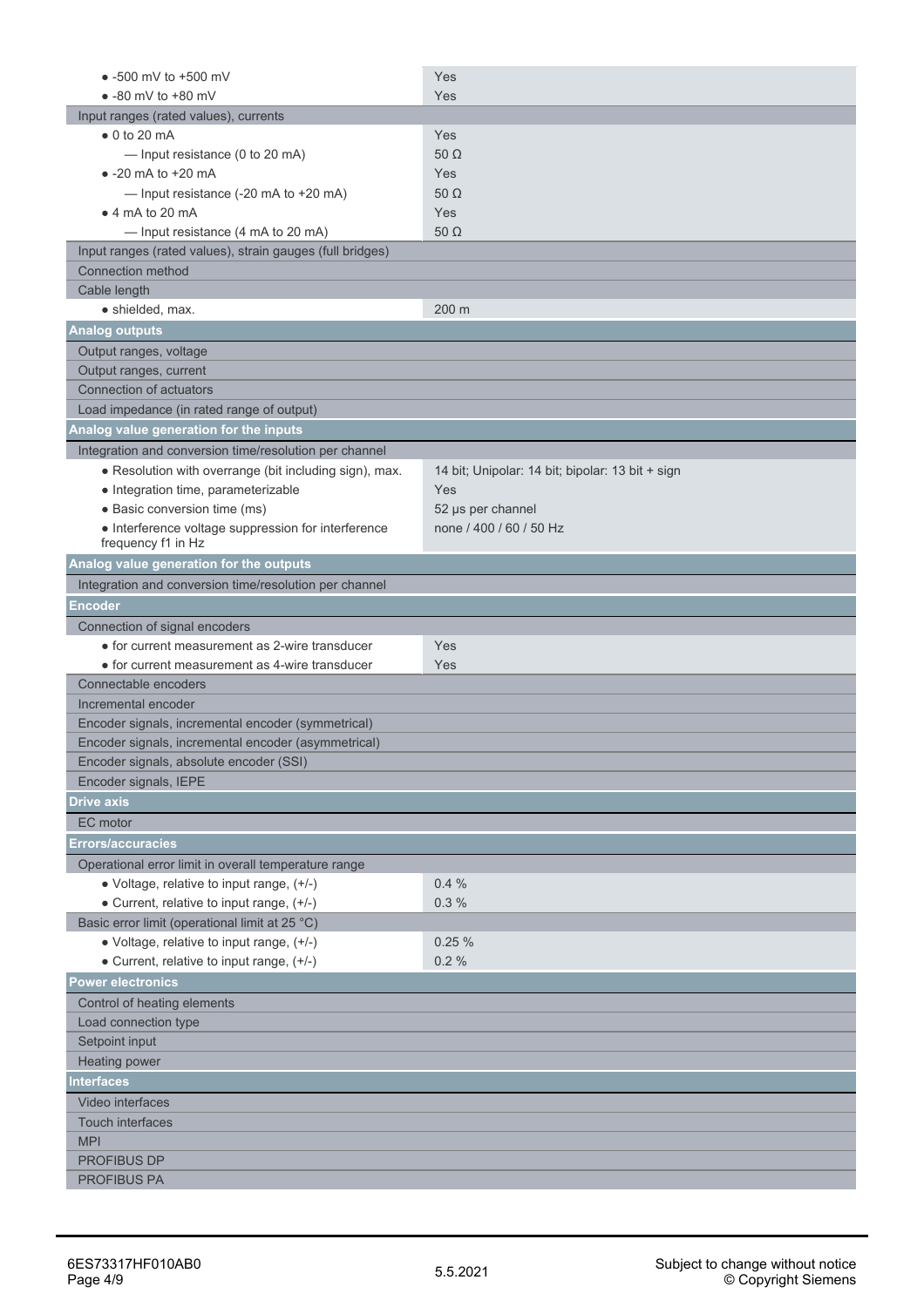| | |
|---|---|
| • -500 mV to +500 mV | Yes |
| • -80 mV to +80 mV | Yes |
| Input ranges (rated values), currents | |
| • 0 to 20 mA | Yes |
| — Input resistance (0 to 20 mA) | 50 Ω |
| • -20 mA to +20 mA | Yes |
| — Input resistance (-20 mA to +20 mA) | 50 Ω |
| • 4 mA to 20 mA | Yes |
| — Input resistance (4 mA to 20 mA) | 50 Ω |
| Input ranges (rated values), strain gauges (full bridges) | |
| Connection method | |
| Cable length | |
| • shielded, max. | 200 m |
| **Analog outputs** | |
| Output ranges, voltage | |
| Output ranges, current | |
| Connection of actuators | |
| Load impedance (in rated range of output) | |
| **Analog value generation for the inputs** | |
| Integration and conversion time/resolution per channel | |
| • Resolution with overrange (bit including sign), max. | 14 bit; Unipolar: 14 bit; bipolar: 13 bit + sign |
| • Integration time, parameterizable | Yes |
| • Basic conversion time (ms) | 52 µs per channel |
| • Interference voltage suppression for interference frequency f1 in Hz | none / 400 / 60 / 50 Hz |
| **Analog value generation for the outputs** | |
| Integration and conversion time/resolution per channel | |
| **Encoder** | |
| Connection of signal encoders | |
| • for current measurement as 2-wire transducer | Yes |
| • for current measurement as 4-wire transducer | Yes |
| Connectable encoders | |
| Incremental encoder | |
| Encoder signals, incremental encoder (symmetrical) | |
| Encoder signals, incremental encoder (asymmetrical) | |
| Encoder signals, absolute encoder (SSI) | |
| Encoder signals, IEPE | |
| **Drive axis** | |
| EC motor | |
| **Errors/accuracies** | |
| Operational error limit in overall temperature range | |
| • Voltage, relative to input range, (+/-) | 0.4 % |
| • Current, relative to input range, (+/-) | 0.3 % |
| Basic error limit (operational limit at 25 °C) | |
| • Voltage, relative to input range, (+/-) | 0.25 % |
| • Current, relative to input range, (+/-) | 0.2 % |
| **Power electronics** | |
| Control of heating elements | |
| Load connection type | |
| Setpoint input | |
| Heating power | |
| **Interfaces** | |
| Video interfaces | |
| Touch interfaces | |
| MPI | |
| PROFIBUS DP | |
| PROFIBUS PA | |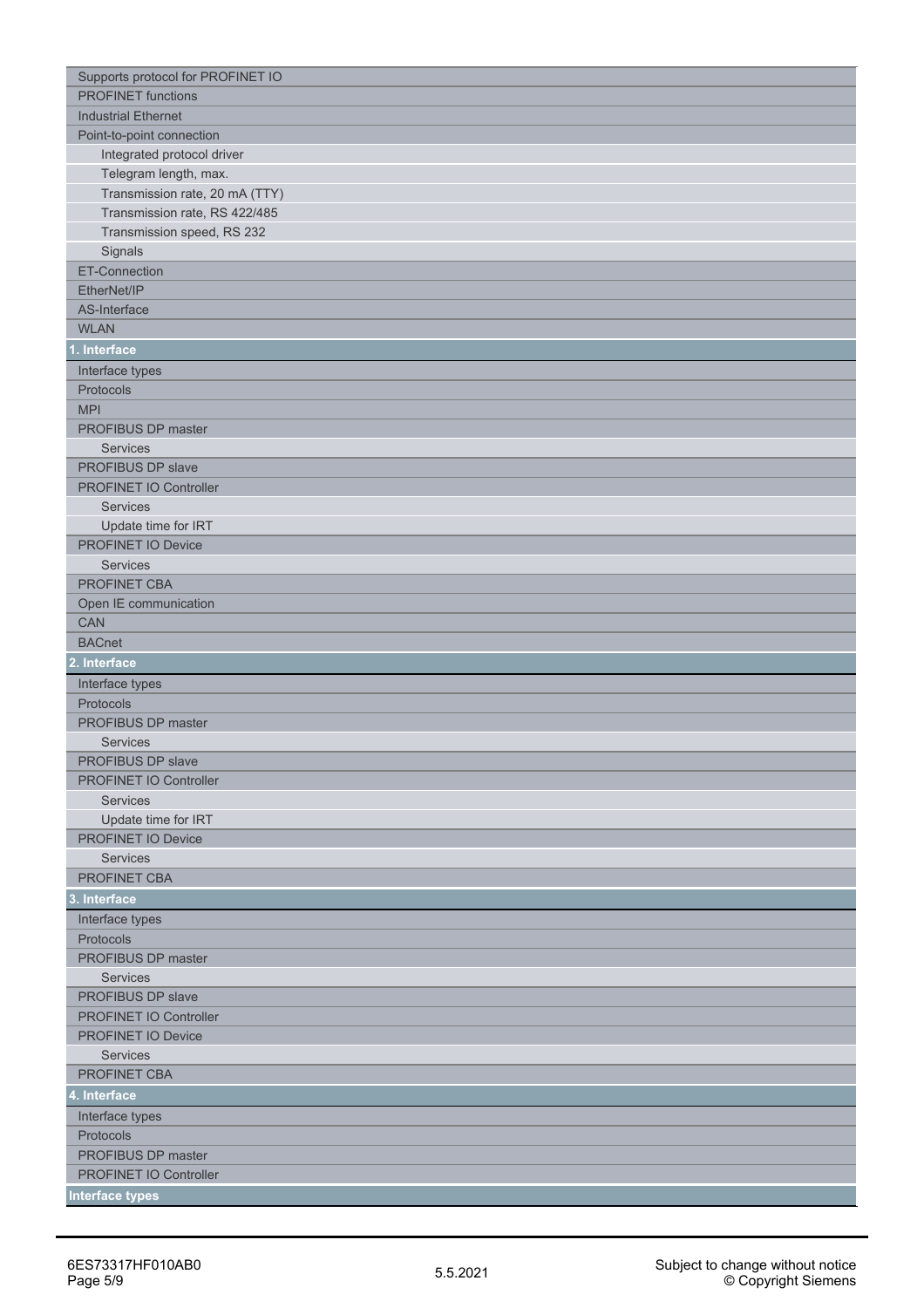| |
|---|
| Supports protocol for PROFINET IO |
| PROFINET functions |
| Industrial Ethernet |
| Point-to-point connection |
| Integrated protocol driver |
| Telegram length, max. |
| Transmission rate, 20 mA (TTY) |
| Transmission rate, RS 422/485 |
| Transmission speed, RS 232 |
| Signals |
| ET-Connection |
| EtherNet/IP |
| AS-Interface |
| WLAN |
| **1. Interface** |
| Interface types |
| Protocols |
| MPI |
| PROFIBUS DP master |
| Services |
| PROFIBUS DP slave |
| PROFINET IO Controller |
| Services |
| Update time for IRT |
| PROFINET IO Device |
| Services |
| PROFINET CBA |
| Open IE communication |
| CAN |
| BACnet |
| **2. Interface** |
| Interface types |
| Protocols |
| PROFIBUS DP master |
| Services |
| PROFIBUS DP slave |
| PROFINET IO Controller |
| Services |
| Update time for IRT |
| PROFINET IO Device |
| Services |
| PROFINET CBA |
| **3. Interface** |
| Interface types |
| Protocols |
| PROFIBUS DP master |
| Services |
| PROFIBUS DP slave |
| PROFINET IO Controller |
| PROFINET IO Device |
| Services |
| PROFINET CBA |
| **4. Interface** |
| Interface types |
| Protocols |
| PROFIBUS DP master |
| PROFINET IO Controller |
| **Interface types** |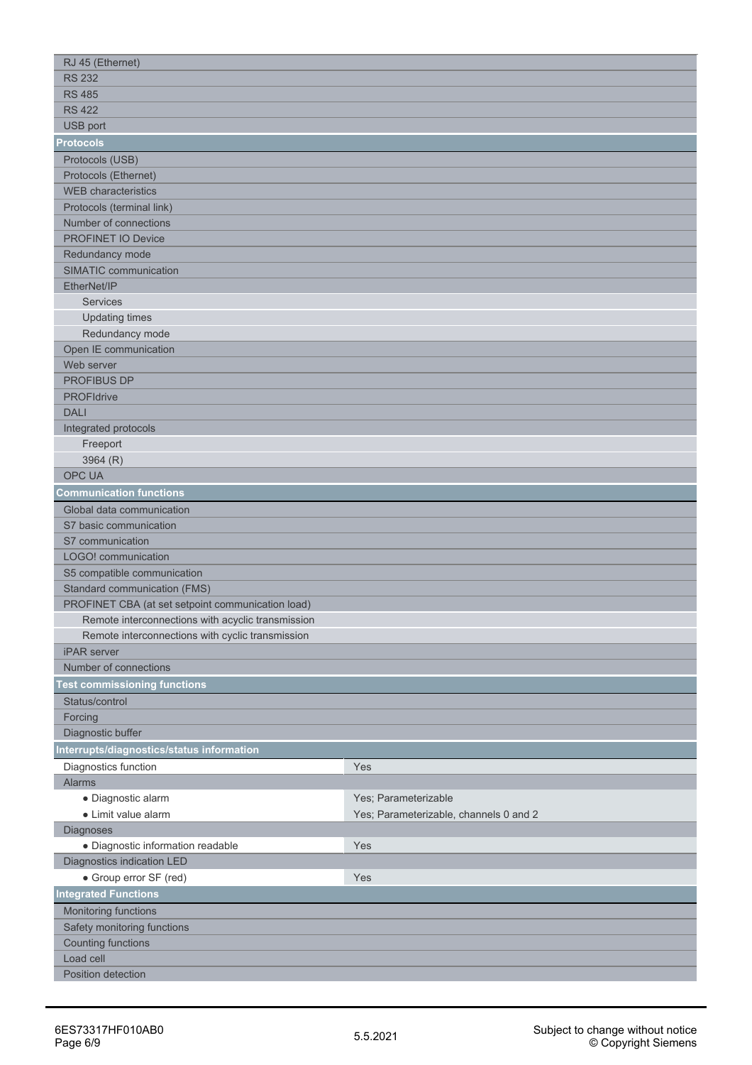| | |
|---|---|
| RJ 45 (Ethernet) | |
| RS 232 | |
| RS 485 | |
| RS 422 | |
| USB port | |
| **Protocols** | |
| Protocols (USB) | |
| Protocols (Ethernet) | |
| WEB characteristics | |
| Protocols (terminal link) | |
| Number of connections | |
| PROFINET IO Device | |
| Redundancy mode | |
| SIMATIC communication | |
| EtherNet/IP | |
| Services | |
| Updating times | |
| Redundancy mode | |
| Open IE communication | |
| Web server | |
| PROFIBUS DP | |
| PROFIdrive | |
| DALI | |
| Integrated protocols | |
| Freeport | |
| 3964 (R) | |
| OPC UA | |
| **Communication functions** | |
| Global data communication | |
| S7 basic communication | |
| S7 communication | |
| LOGO! communication | |
| S5 compatible communication | |
| Standard communication (FMS) | |
| PROFINET CBA (at set setpoint communication load) | |
| Remote interconnections with acyclic transmission | |
| Remote interconnections with cyclic transmission | |
| iPAR server | |
| Number of connections | |
| **Test commissioning functions** | |
| Status/control | |
| Forcing | |
| Diagnostic buffer | |
| **Interrupts/diagnostics/status information** | |
| Diagnostics function | Yes |
| Alarms | |
| • Diagnostic alarm | Yes; Parameterizable |
| • Limit value alarm | Yes; Parameterizable, channels 0 and 2 |
| Diagnoses | |
| • Diagnostic information readable | Yes |
| Diagnostics indication LED | |
| • Group error SF (red) | Yes |
| **Integrated Functions** | |
| Monitoring functions | |
| Safety monitoring functions | |
| Counting functions | |
| Load cell | |
| Position detection | |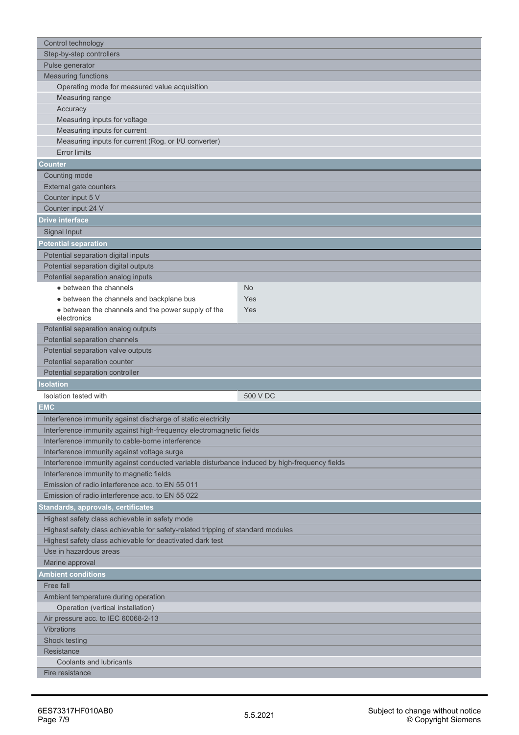| | |
|---|---|
| Control technology | |
| Step-by-step controllers | |
| Pulse generator | |
| Measuring functions | |
| Operating mode for measured value acquisition | |
| Measuring range | |
| Accuracy | |
| Measuring inputs for voltage | |
| Measuring inputs for current | |
| Measuring inputs for current (Rog. or I/U converter) | |
| Error limits | |
| **Counter** | |
| Counting mode | |
| External gate counters | |
| Counter input 5 V | |
| Counter input 24 V | |
| **Drive interface** | |
| Signal Input | |
| **Potential separation** | |
| Potential separation digital inputs | |
| Potential separation digital outputs | |
| Potential separation analog inputs | |
| • between the channels | No |
| • between the channels and backplane bus | Yes |
| • between the channels and the power supply of the electronics | Yes |
| Potential separation analog outputs | |
| Potential separation channels | |
| Potential separation valve outputs | |
| Potential separation counter | |
| Potential separation controller | |
| **Isolation** | |
| Isolation tested with | 500 V DC |
| **EMC** | |
| Interference immunity against discharge of static electricity | |
| Interference immunity against high-frequency electromagnetic fields | |
| Interference immunity to cable-borne interference | |
| Interference immunity against voltage surge | |
| Interference immunity against conducted variable disturbance induced by high-frequency fields | |
| Interference immunity to magnetic fields | |
| Emission of radio interference acc. to EN 55 011 | |
| Emission of radio interference acc. to EN 55 022 | |
| **Standards, approvals, certificates** | |
| Highest safety class achievable in safety mode | |
| Highest safety class achievable for safety-related tripping of standard modules | |
| Highest safety class achievable for deactivated dark test | |
| Use in hazardous areas | |
| Marine approval | |
| **Ambient conditions** | |
| Free fall | |
| Ambient temperature during operation | |
| Operation (vertical installation) | |
| Air pressure acc. to IEC 60068-2-13 | |
| Vibrations | |
| Shock testing | |
| Resistance | |
| Coolants and lubricants | |
| Fire resistance | |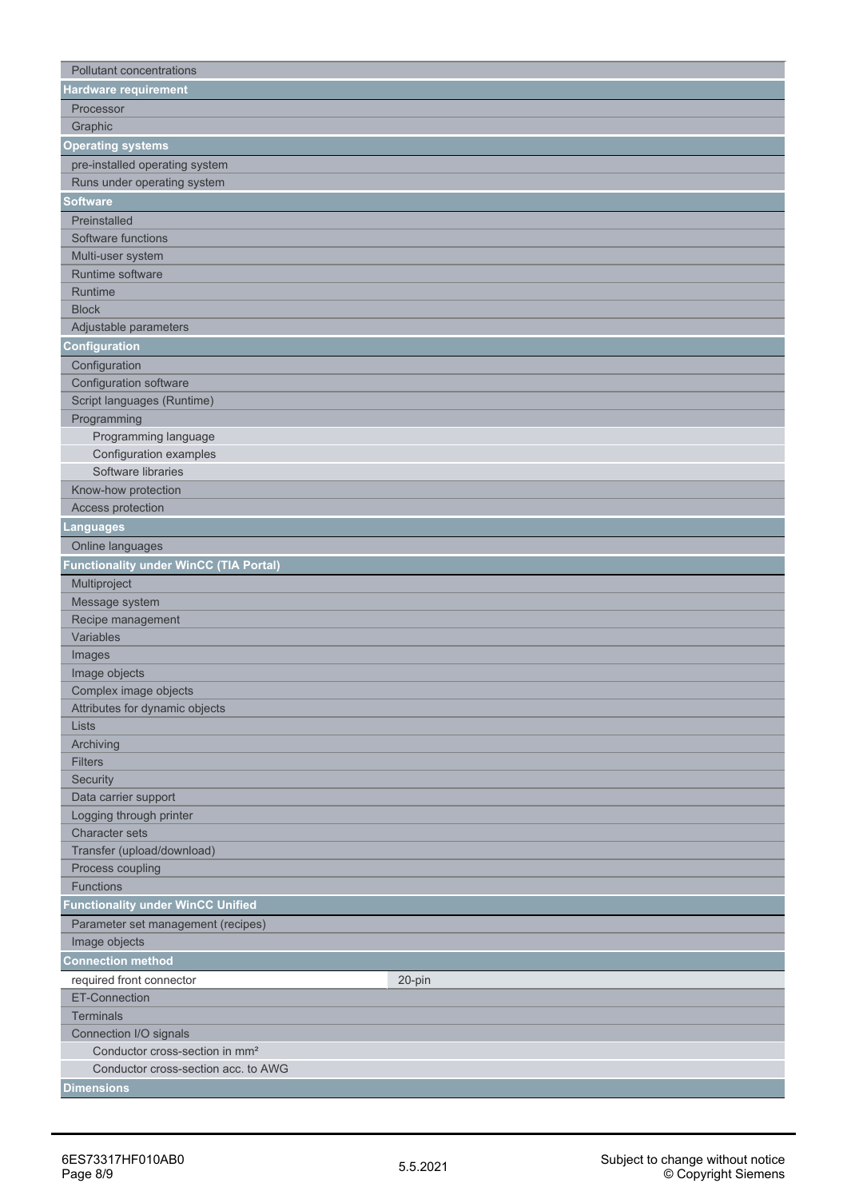| | |
|---|---|
| Pollutant concentrations | |
| **Hardware requirement** | |
| Processor | |
| Graphic | |
| **Operating systems** | |
| pre-installed operating system | |
| Runs under operating system | |
| **Software** | |
| Preinstalled | |
| Software functions | |
| Multi-user system | |
| Runtime software | |
| Runtime | |
| Block | |
| Adjustable parameters | |
| **Configuration** | |
| Configuration | |
| Configuration software | |
| Script languages (Runtime) | |
| Programming | |
| Programming language | |
| Configuration examples | |
| Software libraries | |
| Know-how protection | |
| Access protection | |
| **Languages** | |
| Online languages | |
| **Functionality under WinCC (TIA Portal)** | |
| Multiproject | |
| Message system | |
| Recipe management | |
| Variables | |
| Images | |
| Image objects | |
| Complex image objects | |
| Attributes for dynamic objects | |
| Lists | |
| Archiving | |
| Filters | |
| Security | |
| Data carrier support | |
| Logging through printer | |
| Character sets | |
| Transfer (upload/download) | |
| Process coupling | |
| Functions | |
| **Functionality under WinCC Unified** | |
| Parameter set management (recipes) | |
| Image objects | |
| **Connection method** | |
| required front connector | 20-pin |
| ET-Connection | |
| Terminals | |
| Connection I/O signals | |
| Conductor cross-section in mm² | |
| Conductor cross-section acc. to AWG | |
| **Dimensions** | |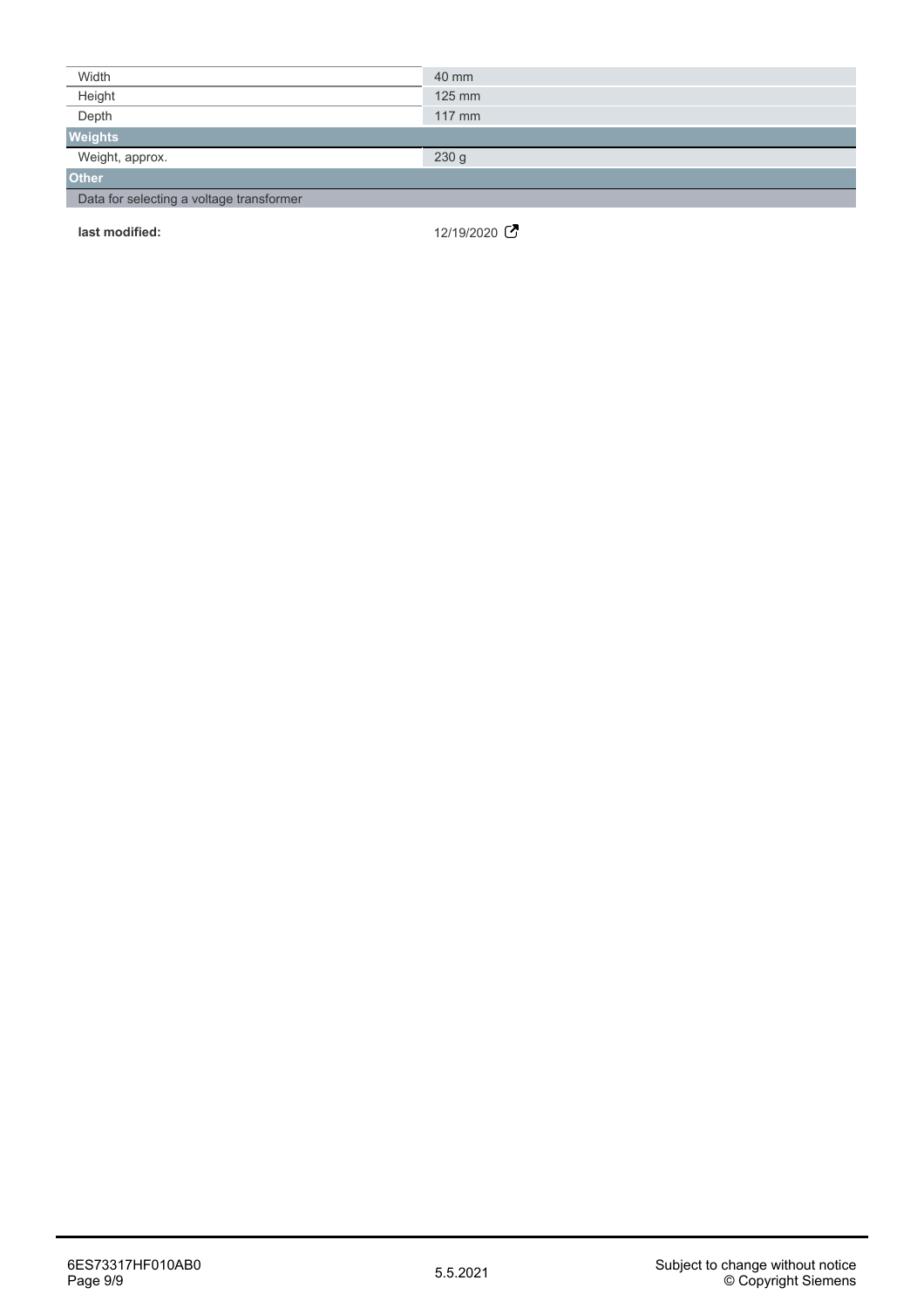| | |
|---|---|
| Width | 40 mm |
| Height | 125 mm |
| Depth | 117 mm |
| **Weights** | |
| Weight, approx. | 230 g |
| **Other** | |
| Data for selecting a voltage transformer | |

**last modified:** 12/19/2020